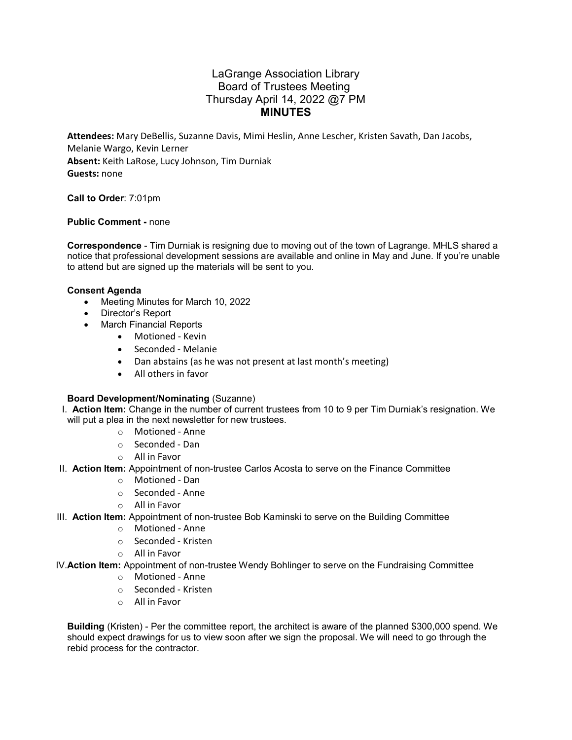# LaGrange Association Library
## Board of Trustees Meeting
### Thursday April 14, 2022 @7 PM
### MINUTES

**Attendees:** Mary DeBellis, Suzanne Davis, Mimi Heslin, Anne Lescher, Kristen Savath, Dan Jacobs, Melanie Wargo, Kevin Lerner
**Absent:** Keith LaRose, Lucy Johnson, Tim Durniak
**Guests:** none

**Call to Order**: 7:01pm

**Public Comment -** none

**Correspondence** - Tim Durniak is resigning due to moving out of the town of Lagrange. MHLS shared a notice that professional development sessions are available and online in May and June. If you're unable to attend but are signed up the materials will be sent to you.

**Consent Agenda**

- Meeting Minutes for March 10, 2022
- Director's Report
- March Financial Reports
  - Motioned - Kevin
  - Seconded - Melanie
  - Dan abstains (as he was not present at last month's meeting)
  - All others in favor

**Board Development/Nominating** (Suzanne)

I. **Action Item:** Change in the number of current trustees from 10 to 9 per Tim Durniak's resignation. We will put a plea in the next newsletter for new trustees.
   - Motioned - Anne
   - Seconded - Dan
   - All in Favor

II. **Action Item:** Appointment of non-trustee Carlos Acosta to serve on the Finance Committee
   - Motioned - Dan
   - Seconded - Anne
   - All in Favor

III. **Action Item:** Appointment of non-trustee Bob Kaminski to serve on the Building Committee
   - Motioned - Anne
   - Seconded - Kristen
   - All in Favor

IV. **Action Item:** Appointment of non-trustee Wendy Bohlinger to serve on the Fundraising Committee
   - Motioned - Anne
   - Seconded - Kristen
   - All in Favor

**Building** (Kristen) - Per the committee report, the architect is aware of the planned $300,000 spend. We should expect drawings for us to view soon after we sign the proposal. We will need to go through the rebid process for the contractor.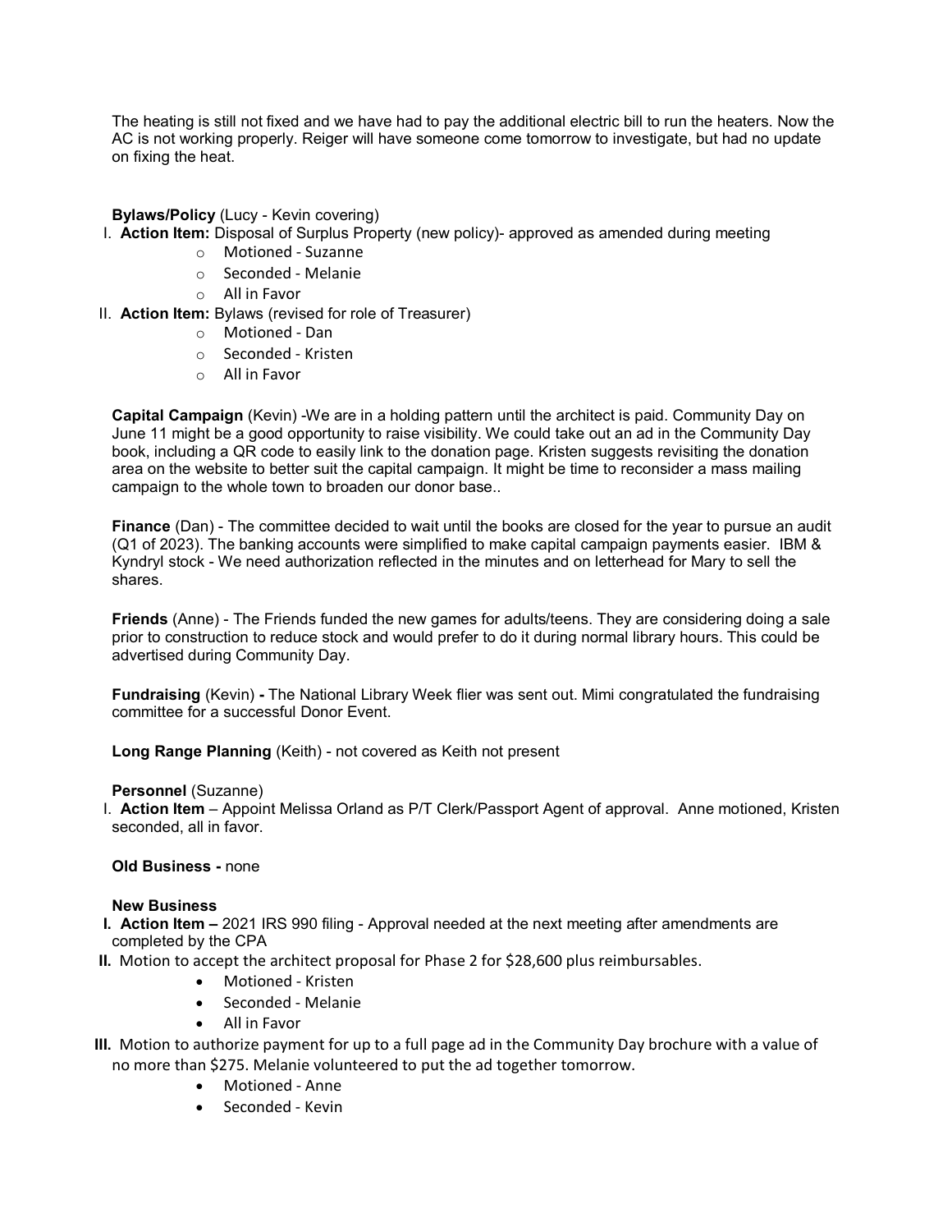The heating is still not fixed and we have had to pay the additional electric bill to run the heaters. Now the AC is not working properly. Reiger will have someone come tomorrow to investigate, but had no update on fixing the heat.

**Bylaws/Policy** (Lucy - Kevin covering)

I. **Action Item:** Disposal of Surplus Property (new policy)- approved as amended during meeting
   - Motioned - Suzanne
   - Seconded - Melanie
   - All in Favor

II. **Action Item:** Bylaws (revised for role of Treasurer)
   - Motioned - Dan
   - Seconded - Kristen
   - All in Favor

**Capital Campaign** (Kevin) -We are in a holding pattern until the architect is paid. Community Day on June 11 might be a good opportunity to raise visibility. We could take out an ad in the Community Day book, including a QR code to easily link to the donation page. Kristen suggests revisiting the donation area on the website to better suit the capital campaign. It might be time to reconsider a mass mailing campaign to the whole town to broaden our donor base..

**Finance** (Dan) - The committee decided to wait until the books are closed for the year to pursue an audit (Q1 of 2023). The banking accounts were simplified to make capital campaign payments easier. IBM & Kyndryl stock - We need authorization reflected in the minutes and on letterhead for Mary to sell the shares.

**Friends** (Anne) - The Friends funded the new games for adults/teens. They are considering doing a sale prior to construction to reduce stock and would prefer to do it during normal library hours. This could be advertised during Community Day.

**Fundraising** (Kevin) **-** The National Library Week flier was sent out. Mimi congratulated the fundraising committee for a successful Donor Event.

**Long Range Planning** (Keith) - not covered as Keith not present

**Personnel** (Suzanne)

I. **Action Item** – Appoint Melissa Orland as P/T Clerk/Passport Agent of approval. Anne motioned, Kristen seconded, all in favor.

**Old Business -** none

**New Business**

**I. Action Item –** 2021 IRS 990 filing - Approval needed at the next meeting after amendments are completed by the CPA

**II.** Motion to accept the architect proposal for Phase 2 for $28,600 plus reimbursables.
   - Motioned - Kristen
   - Seconded - Melanie
   - All in Favor

**III.** Motion to authorize payment for up to a full page ad in the Community Day brochure with a value of no more than $275. Melanie volunteered to put the ad together tomorrow.
   - Motioned - Anne
   - Seconded - Kevin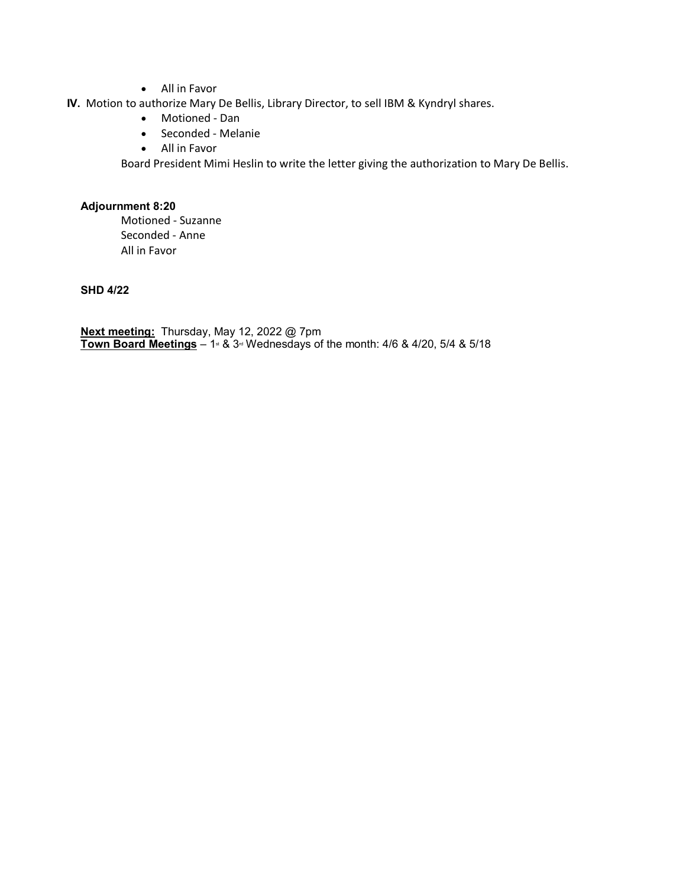- All in Favor

**IV.** Motion to authorize Mary De Bellis, Library Director, to sell IBM & Kyndryl shares.

- Motioned - Dan
- Seconded - Melanie
- All in Favor

Board President Mimi Heslin to write the letter giving the authorization to Mary De Bellis.

**Adjournment 8:20**

Motioned - Suzanne
Seconded - Anne
All in Favor

**SHD 4/22**

**Next meeting:** Thursday, May 12, 2022 @ 7pm
**Town Board Meetings** – 1st & 3rd Wednesdays of the month: 4/6 & 4/20, 5/4 & 5/18